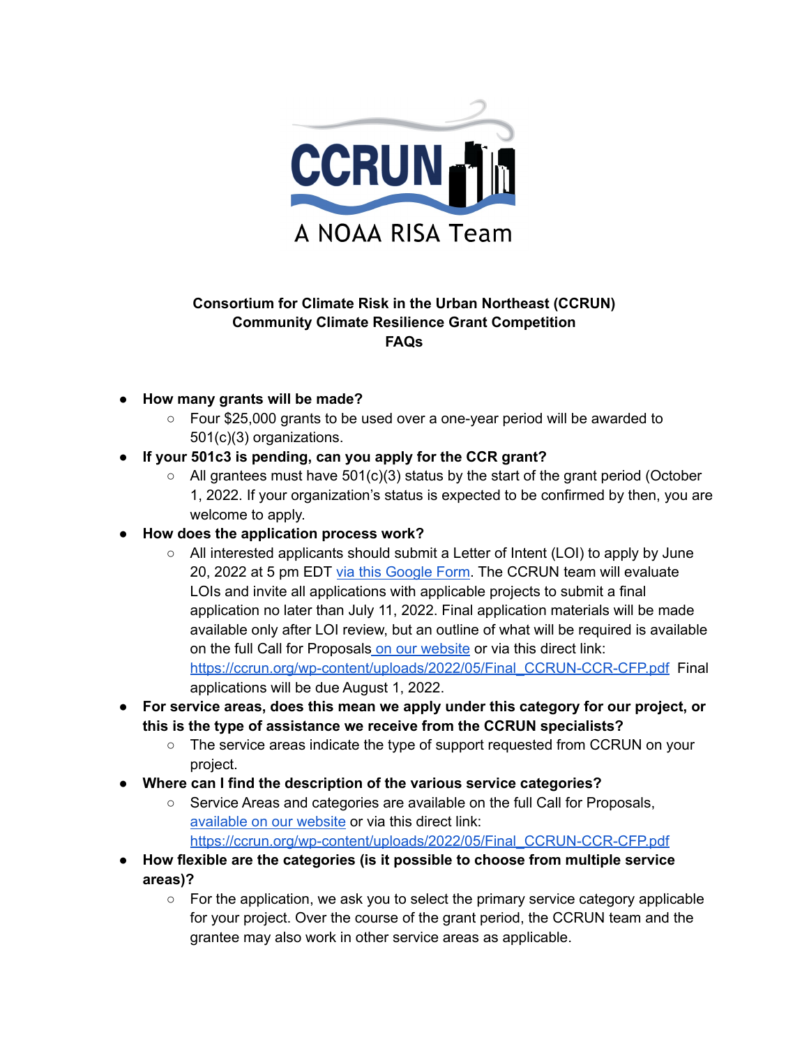CCRUN

A NOAA RISA Team

**Consortium for Climate Risk in the Urban Northeast (CCRUN)**
**Community Climate Resilience Grant Competition**
**FAQs**

- **How many grants will be made?**
  - Four $25,000 grants to be used over a one-year period will be awarded to 501(c)(3) organizations.
- **If your 501c3 is pending, can you apply for the CCR grant?**
  - All grantees must have 501(c)(3) status by the start of the grant period (October 1, 2022. If your organization's status is expected to be confirmed by then, you are welcome to apply.
- **How does the application process work?**
  - All interested applicants should submit a Letter of Intent (LOI) to apply by June 20, 2022 at 5 pm EDT via this Google Form. The CCRUN team will evaluate LOIs and invite all applications with applicable projects to submit a final application no later than July 11, 2022. Final application materials will be made available only after LOI review, but an outline of what will be required is available on the full Call for Proposals on our website or via this direct link: https://ccrun.org/wp-content/uploads/2022/05/Final_CCRUN-CCR-CFP.pdf Final applications will be due August 1, 2022.
- **For service areas, does this mean we apply under this category for our project, or this is the type of assistance we receive from the CCRUN specialists?**
  - The service areas indicate the type of support requested from CCRUN on your project.
- **Where can I find the description of the various service categories?**
  - Service Areas and categories are available on the full Call for Proposals, available on our website or via this direct link: https://ccrun.org/wp-content/uploads/2022/05/Final_CCRUN-CCR-CFP.pdf
- **How flexible are the categories (is it possible to choose from multiple service areas)?**
  - For the application, we ask you to select the primary service category applicable for your project. Over the course of the grant period, the CCRUN team and the grantee may also work in other service areas as applicable.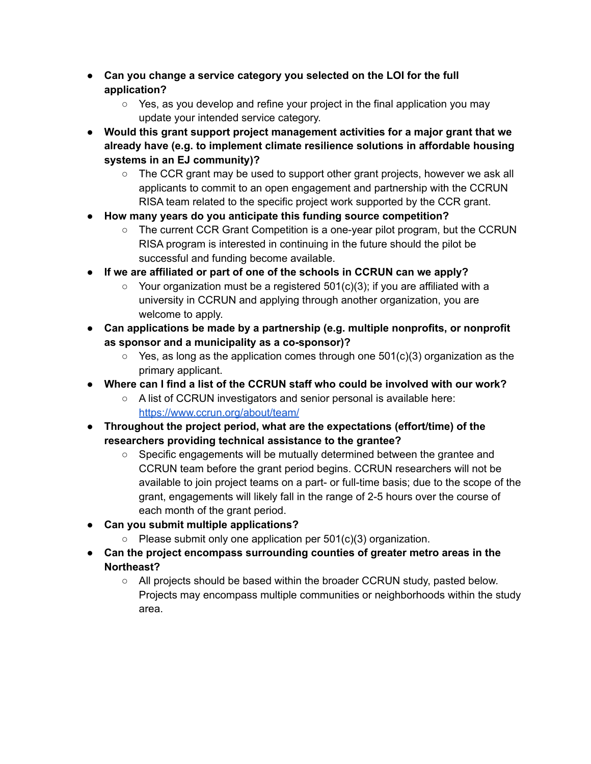- **Can you change a service category you selected on the LOI for the full application?**
  - Yes, as you develop and refine your project in the final application you may update your intended service category.
- **Would this grant support project management activities for a major grant that we already have (e.g. to implement climate resilience solutions in affordable housing systems in an EJ community)?**
  - The CCR grant may be used to support other grant projects, however we ask all applicants to commit to an open engagement and partnership with the CCRUN RISA team related to the specific project work supported by the CCR grant.
- **How many years do you anticipate this funding source competition?**
  - The current CCR Grant Competition is a one-year pilot program, but the CCRUN RISA program is interested in continuing in the future should the pilot be successful and funding become available.
- **If we are affiliated or part of one of the schools in CCRUN can we apply?**
  - Your organization must be a registered 501(c)(3); if you are affiliated with a university in CCRUN and applying through another organization, you are welcome to apply.
- **Can applications be made by a partnership (e.g. multiple nonprofits, or nonprofit as sponsor and a municipality as a co-sponsor)?**
  - Yes, as long as the application comes through one 501(c)(3) organization as the primary applicant.
- **Where can I find a list of the CCRUN staff who could be involved with our work?**
  - A list of CCRUN investigators and senior personal is available here: [https://www.ccrun.org/about/team/](https://www.ccrun.org/about/team/)
- **Throughout the project period, what are the expectations (effort/time) of the researchers providing technical assistance to the grantee?**
  - Specific engagements will be mutually determined between the grantee and CCRUN team before the grant period begins. CCRUN researchers will not be available to join project teams on a part- or full-time basis; due to the scope of the grant, engagements will likely fall in the range of 2-5 hours over the course of each month of the grant period.
- **Can you submit multiple applications?**
  - Please submit only one application per 501(c)(3) organization.
- **Can the project encompass surrounding counties of greater metro areas in the Northeast?**
  - All projects should be based within the broader CCRUN study, pasted below. Projects may encompass multiple communities or neighborhoods within the study area.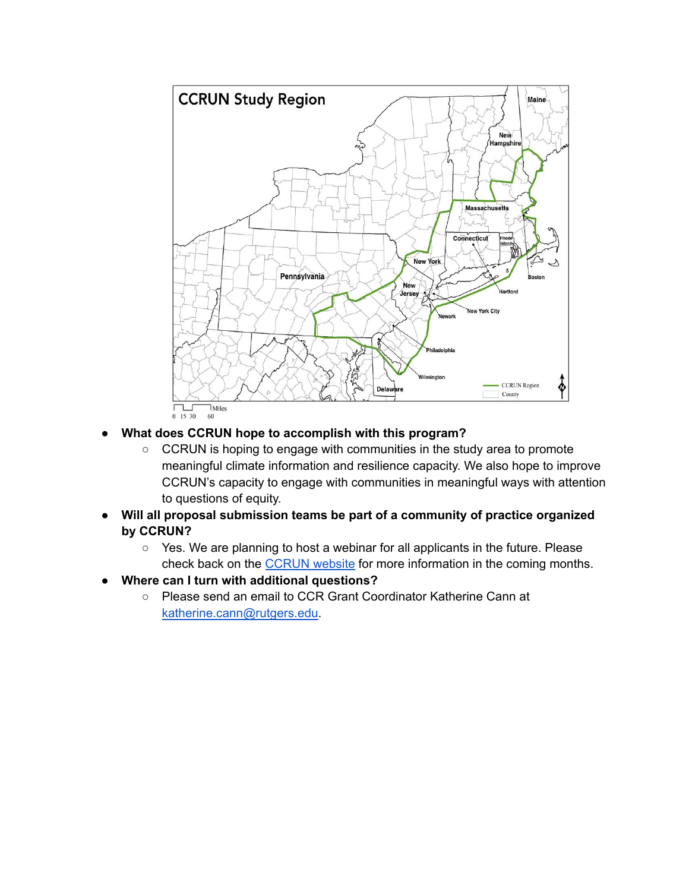CCRUN Study Region

Maine

New Hampshire

Massachusetts

Connecticut

Rhode Island

New York

Pennsylvania

New Jersey

Boston

Hartford

New York City

Newark

Philadelphia

Wilmington

Delaware

CCRUN Region

County

0 15 30 60 Miles

- **What does CCRUN hope to accomplish with this program?**
  - CCRUN is hoping to engage with communities in the study area to promote meaningful climate information and resilience capacity. We also hope to improve CCRUN's capacity to engage with communities in meaningful ways with attention to questions of equity.
- **Will all proposal submission teams be part of a community of practice organized by CCRUN?**
  - Yes. We are planning to host a webinar for all applicants in the future. Please check back on the CCRUN website for more information in the coming months.
- **Where can I turn with additional questions?**
  - Please send an email to CCR Grant Coordinator Katherine Cann at katherine.cann@rutgers.edu.